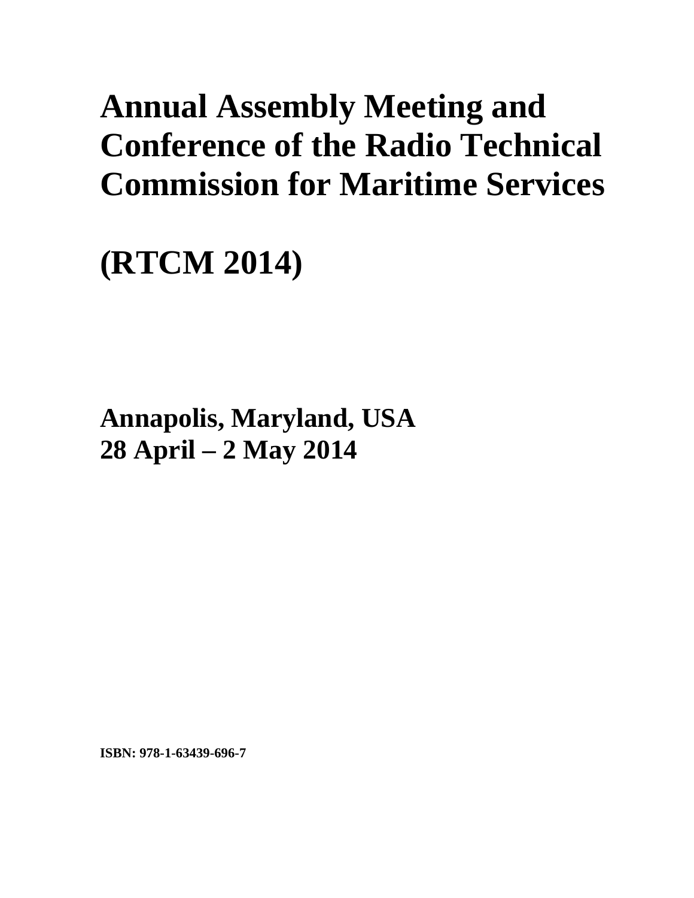# Annual Assembly Meeting and Conference of the Radio Technical Commission for Maritime Services

# (RTCM 2014)

## Annapolis, Maryland, USA
## 28 April – 2 May 2014

**ISBN: 978-1-63439-696-7**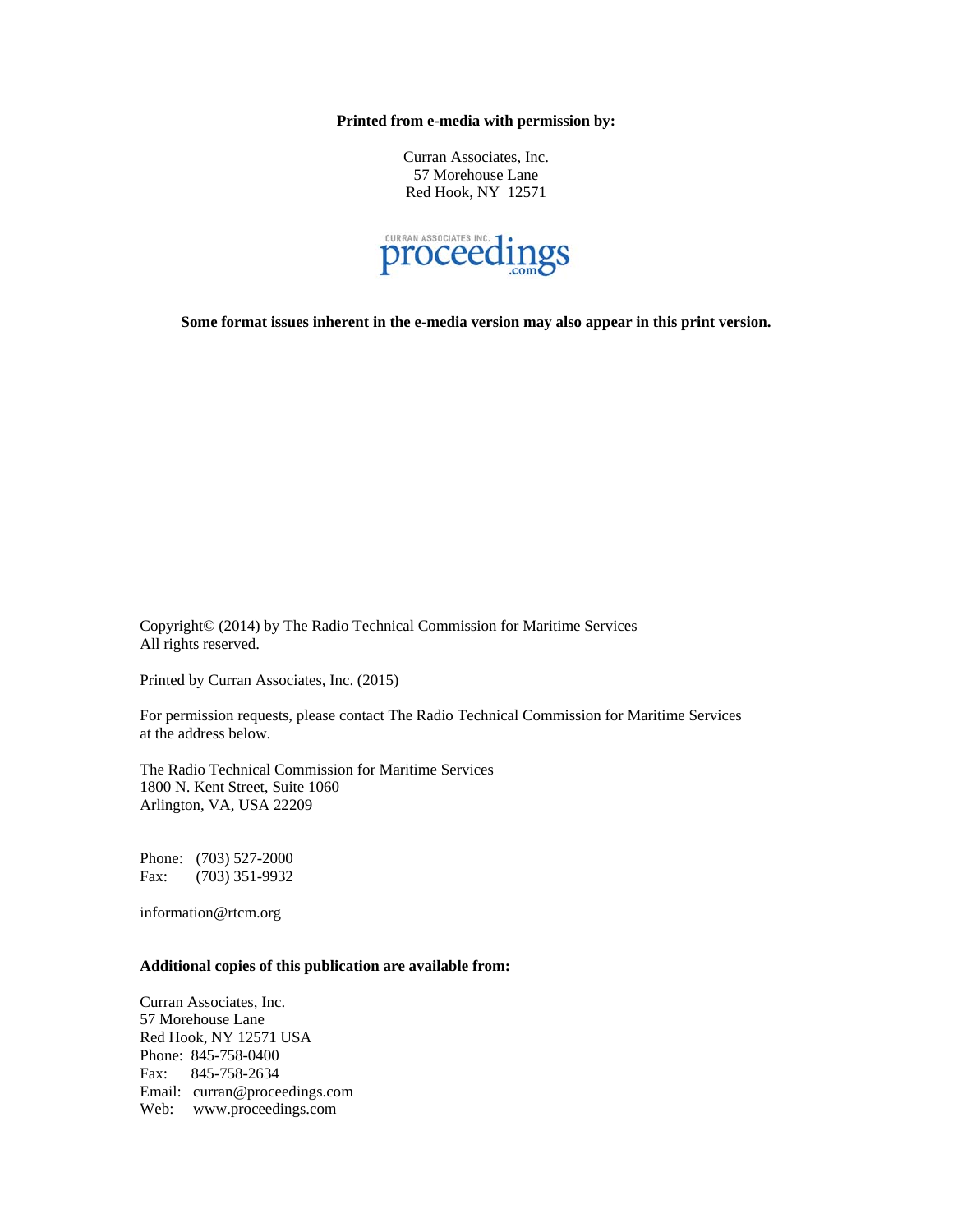**Printed from e-media with permission by:**

Curran Associates, Inc.
57 Morehouse Lane
Red Hook, NY 12571

CURRAN ASSOCIATES INC. proceedings.com

**Some format issues inherent in the e-media version may also appear in this print version.**

Copyright© (2014) by The Radio Technical Commission for Maritime Services
All rights reserved.

Printed by Curran Associates, Inc. (2015)

For permission requests, please contact The Radio Technical Commission for Maritime Services at the address below.

The Radio Technical Commission for Maritime Services
1800 N. Kent Street, Suite 1060
Arlington, VA, USA 22209

Phone: (703) 527-2000
Fax: (703) 351-9932

information@rtcm.org

**Additional copies of this publication are available from:**

Curran Associates, Inc.
57 Morehouse Lane
Red Hook, NY 12571 USA
Phone: 845-758-0400
Fax: 845-758-2634
Email: curran@proceedings.com
Web: www.proceedings.com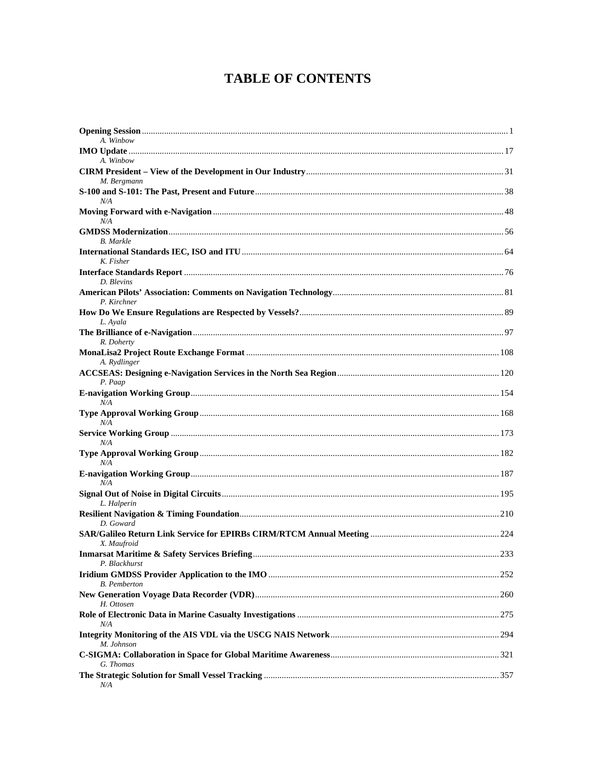# TABLE OF CONTENTS

**Opening Session** .......... 1
*A. Winbow*

**IMO Update** .......... 17
*A. Winbow*

**CIRM President – View of the Development in Our Industry** .......... 31
*M. Bergmann*

**S-100 and S-101: The Past, Present and Future** .......... 38
*N/A*

**Moving Forward with e-Navigation** .......... 48
*N/A*

**GMDSS Modernization** .......... 56
*B. Markle*

**International Standards IEC, ISO and ITU** .......... 64
*K. Fisher*

**Interface Standards Report** .......... 76
*D. Blevins*

**American Pilots' Association: Comments on Navigation Technology** .......... 81
*P. Kirchner*

**How Do We Ensure Regulations are Respected by Vessels?** .......... 89
*L. Ayala*

**The Brilliance of e-Navigation** .......... 97
*R. Doherty*

**MonaLisa2 Project Route Exchange Format** .......... 108
*A. Rydlinger*

**ACCSEAS: Designing e-Navigation Services in the North Sea Region** .......... 120
*P. Paap*

**E-navigation Working Group** .......... 154
*N/A*

**Type Approval Working Group** .......... 168
*N/A*

**Service Working Group** .......... 173
*N/A*

**Type Approval Working Group** .......... 182
*N/A*

**E-navigation Working Group** .......... 187
*N/A*

**Signal Out of Noise in Digital Circuits** .......... 195
*L. Halperin*

**Resilient Navigation & Timing Foundation** .......... 210
*D. Goward*

**SAR/Galileo Return Link Service for EPIRBs CIRM/RTCM Annual Meeting** .......... 224
*X. Maufroid*

**Inmarsat Maritime & Safety Services Briefing** .......... 233
*P. Blackhurst*

**Iridium GMDSS Provider Application to the IMO** .......... 252
*B. Pemberton*

**New Generation Voyage Data Recorder (VDR)** .......... 260
*H. Ottosen*

**Role of Electronic Data in Marine Casualty Investigations** .......... 275
*N/A*

**Integrity Monitoring of the AIS VDL via the USCG NAIS Network** .......... 294
*M. Johnson*

**C-SIGMA: Collaboration in Space for Global Maritime Awareness** .......... 321
*G. Thomas*

**The Strategic Solution for Small Vessel Tracking** .......... 357
*N/A*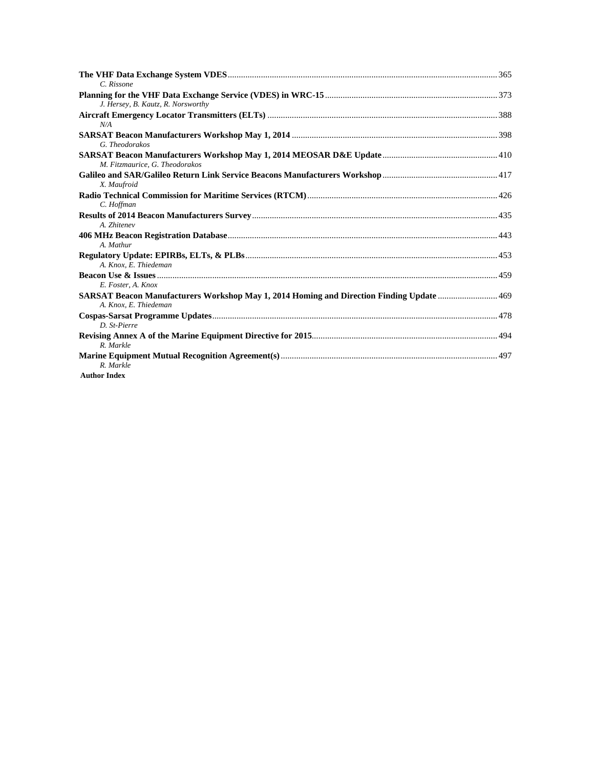**The VHF Data Exchange System VDES** ........ 365
*C. Rissone*

**Planning for the VHF Data Exchange Service (VDES) in WRC-15** ........ 373
*J. Hersey, B. Kautz, R. Norsworthy*

**Aircraft Emergency Locator Transmitters (ELTs)** ........ 388
*N/A*

**SARSAT Beacon Manufacturers Workshop May 1, 2014** ........ 398
*G. Theodorakos*

**SARSAT Beacon Manufacturers Workshop May 1, 2014 MEOSAR D&E Update** ........ 410
*M. Fitzmaurice, G. Theodorakos*

**Galileo and SAR/Galileo Return Link Service Beacons Manufacturers Workshop** ........ 417
*X. Maufroid*

**Radio Technical Commission for Maritime Services (RTCM)** ........ 426
*C. Hoffman*

**Results of 2014 Beacon Manufacturers Survey** ........ 435
*A. Zhitenev*

**406 MHz Beacon Registration Database** ........ 443
*A. Mathur*

**Regulatory Update: EPIRBs, ELTs, & PLBs** ........ 453
*A. Knox, E. Thiedeman*

**Beacon Use & Issues** ........ 459
*E. Foster, A. Knox*

**SARSAT Beacon Manufacturers Workshop May 1, 2014 Homing and Direction Finding Update** ........ 469
*A. Knox, E. Thiedeman*

**Cospas-Sarsat Programme Updates** ........ 478
*D. St-Pierre*

**Revising Annex A of the Marine Equipment Directive for 2015** ........ 494
*R. Markle*

**Marine Equipment Mutual Recognition Agreement(s)** ........ 497
*R. Markle*

**Author Index**